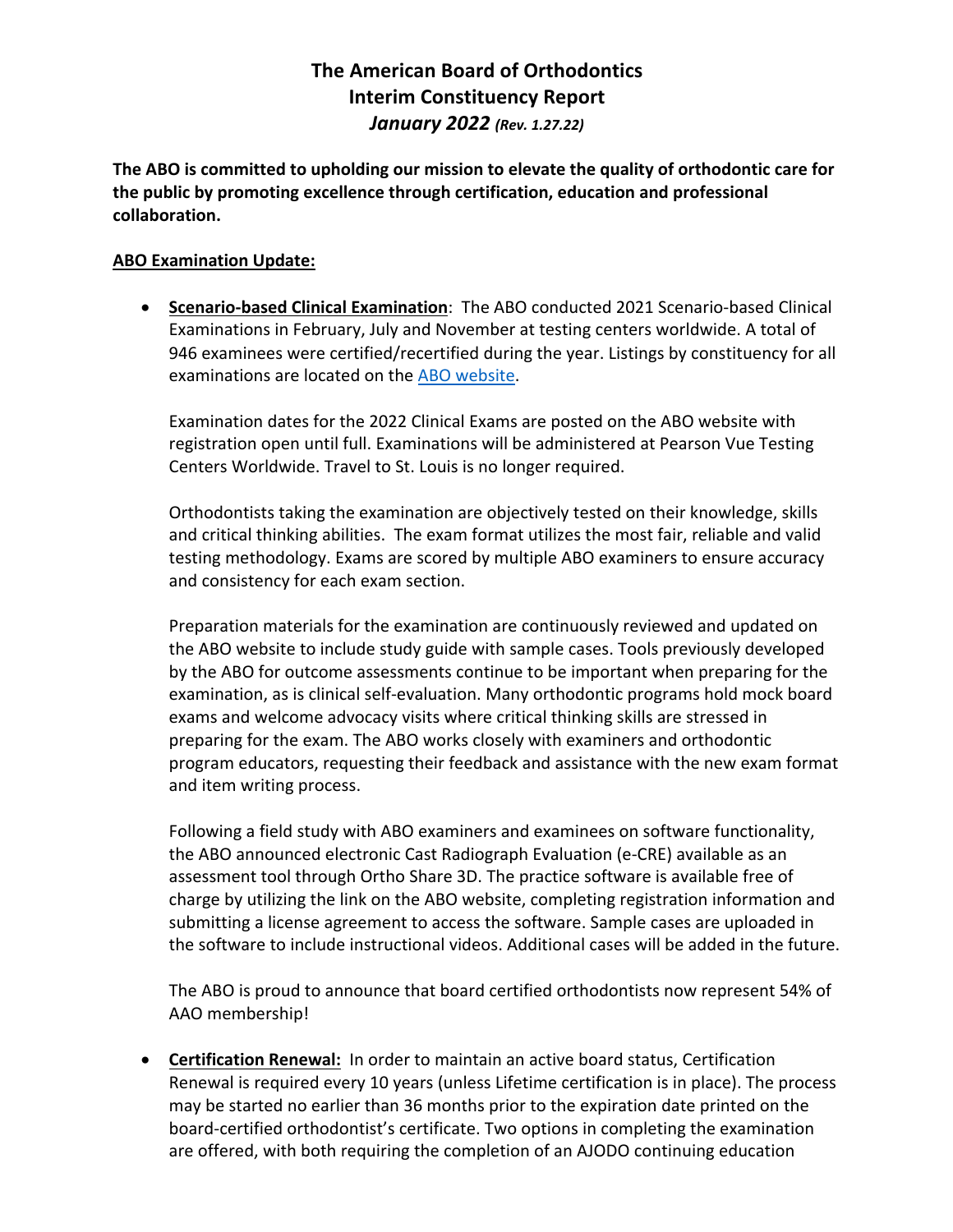# The American Board of Orthodontics
## Interim Constituency Report
### *January 2022 (Rev. 1.27.22)*

**The ABO is committed to upholding our mission to elevate the quality of orthodontic care for the public by promoting excellence through certification, education and professional collaboration.**

**ABO Examination Update:**

- **Scenario-based Clinical Examination**: The ABO conducted 2021 Scenario-based Clinical Examinations in February, July and November at testing centers worldwide. A total of 946 examinees were certified/recertified during the year. Listings by constituency for all examinations are located on the ABO website.

  Examination dates for the 2022 Clinical Exams are posted on the ABO website with registration open until full. Examinations will be administered at Pearson Vue Testing Centers Worldwide. Travel to St. Louis is no longer required.

  Orthodontists taking the examination are objectively tested on their knowledge, skills and critical thinking abilities. The exam format utilizes the most fair, reliable and valid testing methodology. Exams are scored by multiple ABO examiners to ensure accuracy and consistency for each exam section.

  Preparation materials for the examination are continuously reviewed and updated on the ABO website to include study guide with sample cases. Tools previously developed by the ABO for outcome assessments continue to be important when preparing for the examination, as is clinical self-evaluation. Many orthodontic programs hold mock board exams and welcome advocacy visits where critical thinking skills are stressed in preparing for the exam. The ABO works closely with examiners and orthodontic program educators, requesting their feedback and assistance with the new exam format and item writing process.

  Following a field study with ABO examiners and examinees on software functionality, the ABO announced electronic Cast Radiograph Evaluation (e-CRE) available as an assessment tool through Ortho Share 3D. The practice software is available free of charge by utilizing the link on the ABO website, completing registration information and submitting a license agreement to access the software. Sample cases are uploaded in the software to include instructional videos. Additional cases will be added in the future.

  The ABO is proud to announce that board certified orthodontists now represent 54% of AAO membership!

- **Certification Renewal:** In order to maintain an active board status, Certification Renewal is required every 10 years (unless Lifetime certification is in place). The process may be started no earlier than 36 months prior to the expiration date printed on the board-certified orthodontist's certificate. Two options in completing the examination are offered, with both requiring the completion of an AJODO continuing education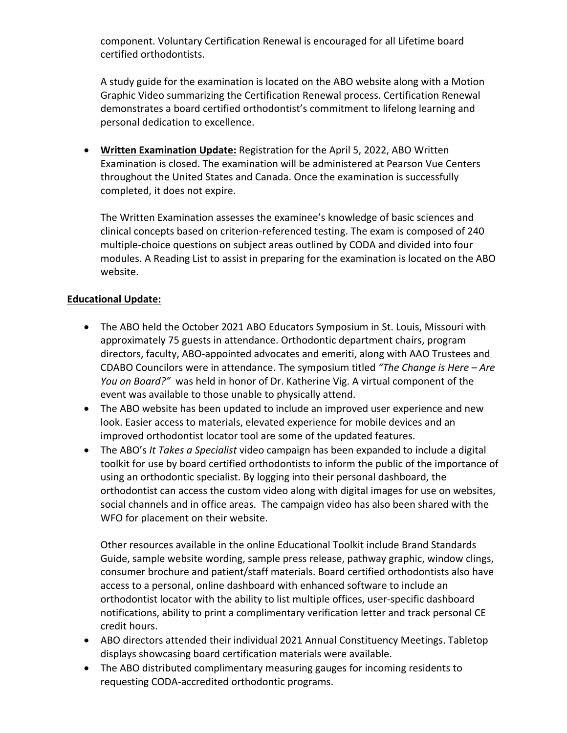component. Voluntary Certification Renewal is encouraged for all Lifetime board certified orthodontists.

A study guide for the examination is located on the ABO website along with a Motion Graphic Video summarizing the Certification Renewal process. Certification Renewal demonstrates a board certified orthodontist's commitment to lifelong learning and personal dedication to excellence.

- **Written Examination Update:** Registration for the April 5, 2022, ABO Written Examination is closed. The examination will be administered at Pearson Vue Centers throughout the United States and Canada. Once the examination is successfully completed, it does not expire.

  The Written Examination assesses the examinee's knowledge of basic sciences and clinical concepts based on criterion-referenced testing. The exam is composed of 240 multiple-choice questions on subject areas outlined by CODA and divided into four modules. A Reading List to assist in preparing for the examination is located on the ABO website.

**Educational Update:**

- The ABO held the October 2021 ABO Educators Symposium in St. Louis, Missouri with approximately 75 guests in attendance. Orthodontic department chairs, program directors, faculty, ABO-appointed advocates and emeriti, along with AAO Trustees and CDABO Councilors were in attendance. The symposium titled *"The Change is Here – Are You on Board?"* was held in honor of Dr. Katherine Vig. A virtual component of the event was available to those unable to physically attend.
- The ABO website has been updated to include an improved user experience and new look. Easier access to materials, elevated experience for mobile devices and an improved orthodontist locator tool are some of the updated features.
- The ABO's *It Takes a Specialist* video campaign has been expanded to include a digital toolkit for use by board certified orthodontists to inform the public of the importance of using an orthodontic specialist. By logging into their personal dashboard, the orthodontist can access the custom video along with digital images for use on websites, social channels and in office areas. The campaign video has also been shared with the WFO for placement on their website.

  Other resources available in the online Educational Toolkit include Brand Standards Guide, sample website wording, sample press release, pathway graphic, window clings, consumer brochure and patient/staff materials. Board certified orthodontists also have access to a personal, online dashboard with enhanced software to include an orthodontist locator with the ability to list multiple offices, user-specific dashboard notifications, ability to print a complimentary verification letter and track personal CE credit hours.
- ABO directors attended their individual 2021 Annual Constituency Meetings. Tabletop displays showcasing board certification materials were available.
- The ABO distributed complimentary measuring gauges for incoming residents to requesting CODA-accredited orthodontic programs.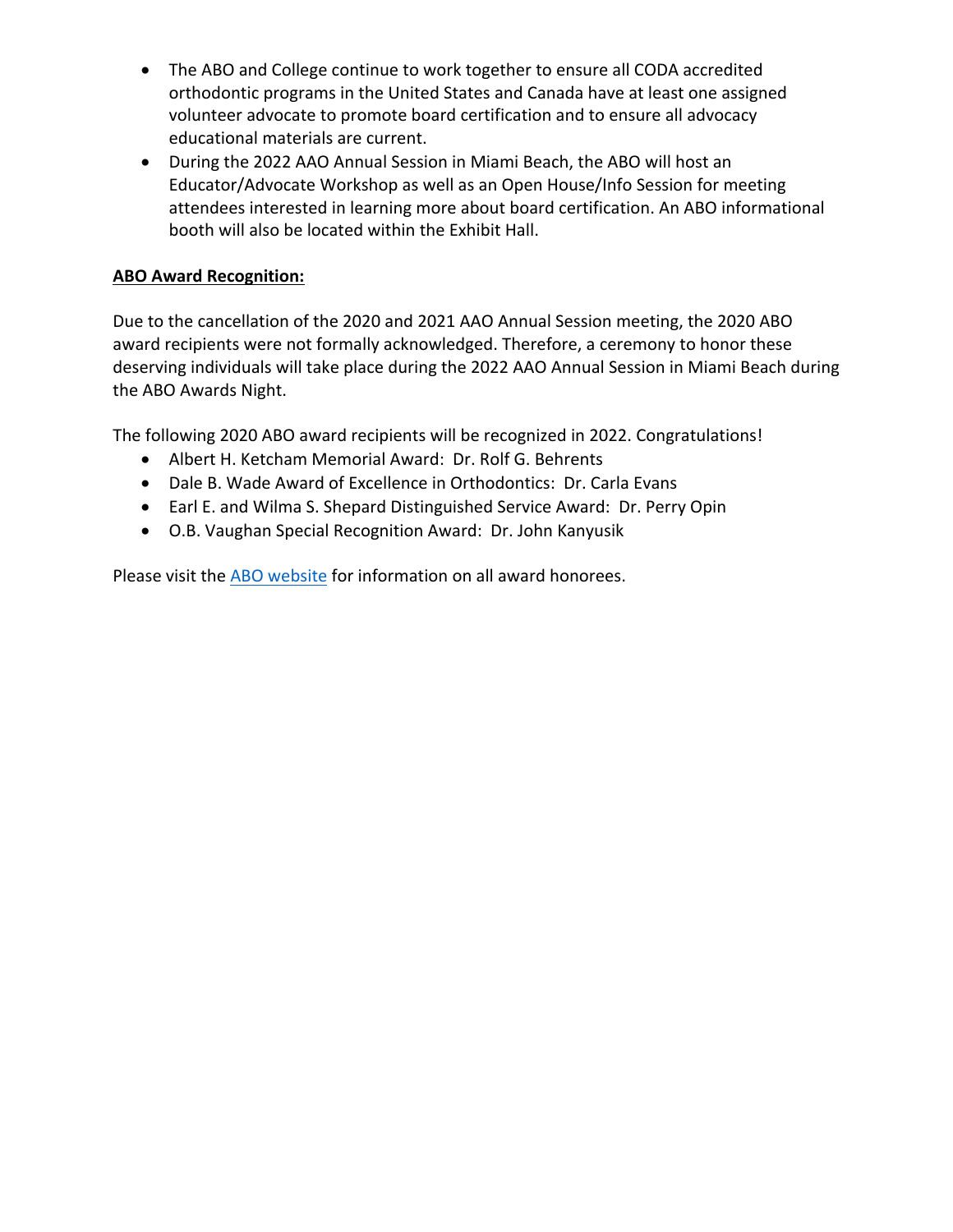- The ABO and College continue to work together to ensure all CODA accredited orthodontic programs in the United States and Canada have at least one assigned volunteer advocate to promote board certification and to ensure all advocacy educational materials are current.
- During the 2022 AAO Annual Session in Miami Beach, the ABO will host an Educator/Advocate Workshop as well as an Open House/Info Session for meeting attendees interested in learning more about board certification. An ABO informational booth will also be located within the Exhibit Hall.

**ABO Award Recognition:**

Due to the cancellation of the 2020 and 2021 AAO Annual Session meeting, the 2020 ABO award recipients were not formally acknowledged. Therefore, a ceremony to honor these deserving individuals will take place during the 2022 AAO Annual Session in Miami Beach during the ABO Awards Night.

The following 2020 ABO award recipients will be recognized in 2022. Congratulations!

- Albert H. Ketcham Memorial Award: Dr. Rolf G. Behrents
- Dale B. Wade Award of Excellence in Orthodontics: Dr. Carla Evans
- Earl E. and Wilma S. Shepard Distinguished Service Award: Dr. Perry Opin
- O.B. Vaughan Special Recognition Award: Dr. John Kanyusik

Please visit the ABO website for information on all award honorees.